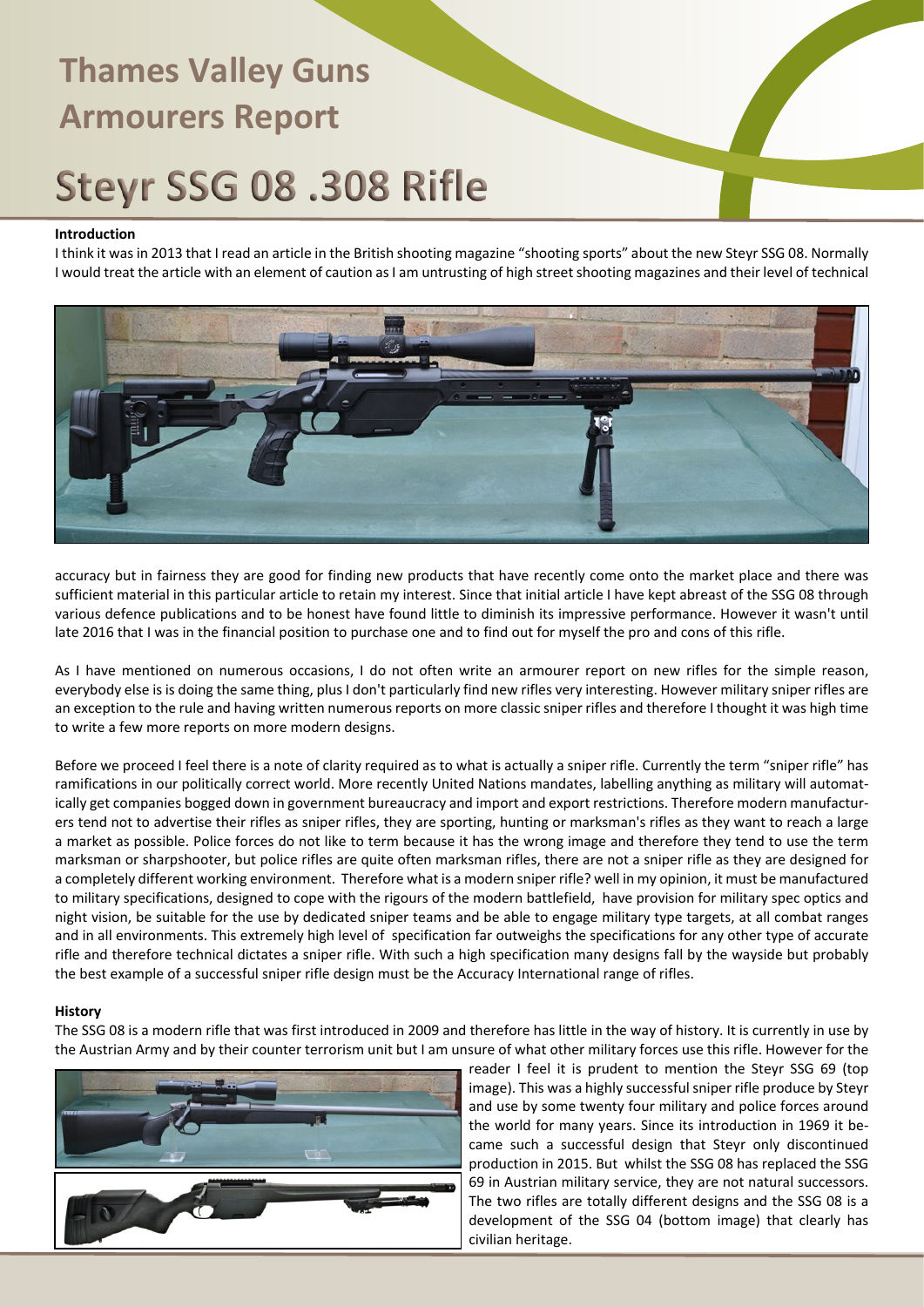# Thames Valley Guns Armourers Report

# Steyr SSG 08 .308 Rifle

### Introduction

I think it was in 2013 that I read an article in the British shooting magazine "shooting sports" about the new Steyr SSG 08. Normally I would treat the article with an element of caution as I am untrusting of high street shooting magazines and their level of technical accuracy but in fairness they are good for finding new products that have recently come onto the market place and there was sufficient material in this particular article to retain my interest. Since that initial article I have kept abreast of the SSG 08 through various defence publications and to be honest have found little to diminish its impressive performance. However it wasn't until late 2016 that I was in the financial position to purchase one and to find out for myself the pro and cons of this rifle.

As I have mentioned on numerous occasions, I do not often write an armourer report on new rifles for the simple reason, everybody else is is doing the same thing, plus I don't particularly find new rifles very interesting. However military sniper rifles are an exception to the rule and having written numerous reports on more classic sniper rifles and therefore I thought it was high time to write a few more reports on more modern designs.

Before we proceed I feel there is a note of clarity required as to what is actually a sniper rifle. Currently the term "sniper rifle" has ramifications in our politically correct world. More recently United Nations mandates, labelling anything as military will automatically get companies bogged down in government bureaucracy and import and export restrictions. Therefore modern manufacturers tend not to advertise their rifles as sniper rifles, they are sporting, hunting or marksman's rifles as they want to reach a large a market as possible. Police forces do not like to term because it has the wrong image and therefore they tend to use the term marksman or sharpshooter, but police rifles are quite often marksman rifles, there are not a sniper rifle as they are designed for a completely different working environment. Therefore what is a modern sniper rifle? well in my opinion, it must be manufactured to military specifications, designed to cope with the rigours of the modern battlefield, have provision for military spec optics and night vision, be suitable for the use by dedicated sniper teams and be able to engage military type targets, at all combat ranges and in all environments. This extremely high level of specification far outweighs the specifications for any other type of accurate rifle and therefore technical dictates a sniper rifle. With such a high specification many designs fall by the wayside but probably the best example of a successful sniper rifle design must be the Accuracy International range of rifles.

### History

The SSG 08 is a modern rifle that was first introduced in 2009 and therefore has little in the way of history. It is currently in use by the Austrian Army and by their counter terrorism unit but I am unsure of what other military forces use this rifle. However for the reader I feel it is prudent to mention the Steyr SSG 69 (top image). This was a highly successful sniper rifle produce by Steyr and use by some twenty four military and police forces around the world for many years. Since its introduction in 1969 it became such a successful design that Steyr only discontinued production in 2015. But whilst the SSG 08 has replaced the SSG 69 in Austrian military service, they are not natural successors. The two rifles are totally different designs and the SSG 08 is a development of the SSG 04 (bottom image) that clearly has civilian heritage.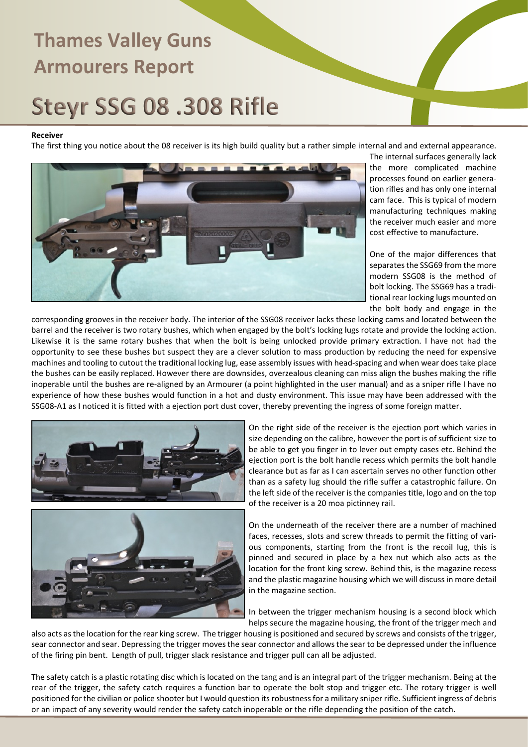# Thames Valley Guns Armourers Report

# Steyr SSG 08 .308 Rifle

**Receiver**

The first thing you notice about the 08 receiver is its high build quality but a rather simple internal and and external appearance. The internal surfaces generally lack the more complicated machine processes found on earlier generation rifles and has only one internal cam face. This is typical of modern manufacturing techniques making the receiver much easier and more cost effective to manufacture.

One of the major differences that separates the SSG69 from the more modern SSG08 is the method of bolt locking. The SSG69 has a traditional rear locking lugs mounted on the bolt body and engage in the corresponding grooves in the receiver body. The interior of the SSG08 receiver lacks these locking cams and located between the barrel and the receiver is two rotary bushes, which when engaged by the bolt's locking lugs rotate and provide the locking action. Likewise it is the same rotary bushes that when the bolt is being unlocked provide primary extraction. I have not had the opportunity to see these bushes but suspect they are a clever solution to mass production by reducing the need for expensive machines and tooling to cutout the traditional locking lug, ease assembly issues with head-spacing and when wear does take place the bushes can be easily replaced. However there are downsides, overzealous cleaning can miss align the bushes making the rifle inoperable until the bushes are re-aligned by an Armourer (a point highlighted in the user manual) and as a sniper rifle I have no experience of how these bushes would function in a hot and dusty environment. This issue may have been addressed with the SSG08-A1 as I noticed it is fitted with a ejection port dust cover, thereby preventing the ingress of some foreign matter.

On the right side of the receiver is the ejection port which varies in size depending on the calibre, however the port is of sufficient size to be able to get you finger in to lever out empty cases etc. Behind the ejection port is the bolt handle recess which permits the bolt handle clearance but as far as I can ascertain serves no other function other than as a safety lug should the rifle suffer a catastrophic failure. On the left side of the receiver is the companies title, logo and on the top of the receiver is a 20 moa pictinney rail.

On the underneath of the receiver there are a number of machined faces, recesses, slots and screw threads to permit the fitting of various components, starting from the front is the recoil lug, this is pinned and secured in place by a hex nut which also acts as the location for the front king screw. Behind this, is the magazine recess and the plastic magazine housing which we will discuss in more detail in the magazine section.

In between the trigger mechanism housing is a second block which helps secure the magazine housing, the front of the trigger mech and also acts as the location for the rear king screw. The trigger housing is positioned and secured by screws and consists of the trigger, sear connector and sear. Depressing the trigger moves the sear connector and allows the sear to be depressed under the influence of the firing pin bent. Length of pull, trigger slack resistance and trigger pull can all be adjusted.

The safety catch is a plastic rotating disc which is located on the tang and is an integral part of the trigger mechanism. Being at the rear of the trigger, the safety catch requires a function bar to operate the bolt stop and trigger etc. The rotary trigger is well positioned for the civilian or police shooter but I would question its robustness for a military sniper rifle. Sufficient ingress of debris or an impact of any severity would render the safety catch inoperable or the rifle depending the position of the catch.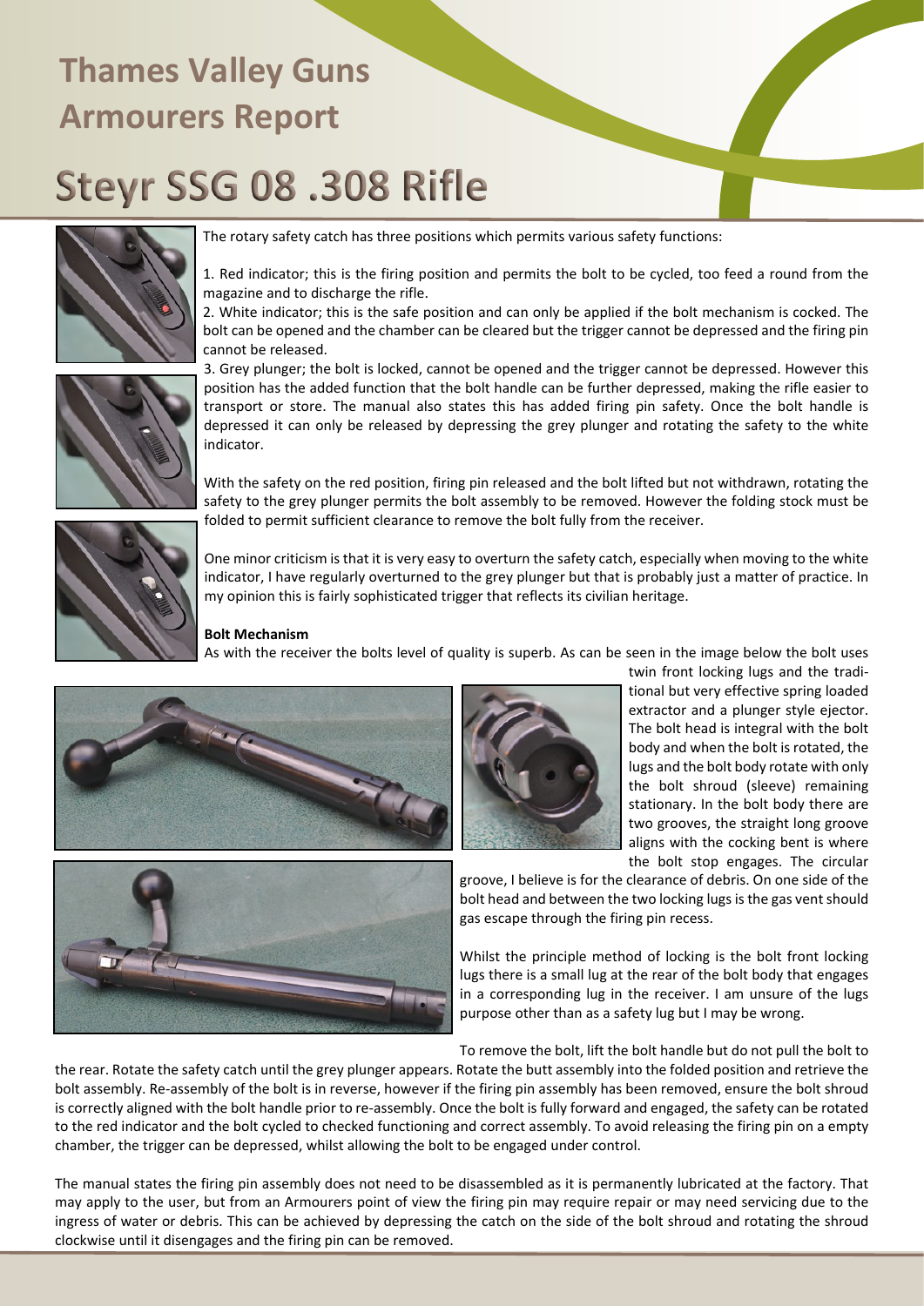# Thames Valley Guns Armourers Report

# Steyr SSG 08 .308 Rifle

The rotary safety catch has three positions which permits various safety functions:

1. Red indicator; this is the firing position and permits the bolt to be cycled, too feed a round from the magazine and to discharge the rifle.
2. White indicator; this is the safe position and can only be applied if the bolt mechanism is cocked. The bolt can be opened and the chamber can be cleared but the trigger cannot be depressed and the firing pin cannot be released.
3. Grey plunger; the bolt is locked, cannot be opened and the trigger cannot be depressed. However this position has the added function that the bolt handle can be further depressed, making the rifle easier to transport or store. The manual also states this has added firing pin safety. Once the bolt handle is depressed it can only be released by depressing the grey plunger and rotating the safety to the white indicator.

With the safety on the red position, firing pin released and the bolt lifted but not withdrawn, rotating the safety to the grey plunger permits the bolt assembly to be removed. However the folding stock must be folded to permit sufficient clearance to remove the bolt fully from the receiver.

One minor criticism is that it is very easy to overturn the safety catch, especially when moving to the white indicator, I have regularly overturned to the grey plunger but that is probably just a matter of practice. In my opinion this is fairly sophisticated trigger that reflects its civilian heritage.

**Bolt Mechanism**

As with the receiver the bolts level of quality is superb. As can be seen in the image below the bolt uses twin front locking lugs and the traditional but very effective spring loaded extractor and a plunger style ejector. The bolt head is integral with the bolt body and when the bolt is rotated, the lugs and the bolt body rotate with only the bolt shroud (sleeve) remaining stationary. In the bolt body there are two grooves, the straight long groove aligns with the cocking bent is where the bolt stop engages. The circular groove, I believe is for the clearance of debris. On one side of the bolt head and between the two locking lugs is the gas vent should gas escape through the firing pin recess.

Whilst the principle method of locking is the bolt front locking lugs there is a small lug at the rear of the bolt body that engages in a corresponding lug in the receiver. I am unsure of the lugs purpose other than as a safety lug but I may be wrong.

To remove the bolt, lift the bolt handle but do not pull the bolt to the rear. Rotate the safety catch until the grey plunger appears. Rotate the butt assembly into the folded position and retrieve the bolt assembly. Re-assembly of the bolt is in reverse, however if the firing pin assembly has been removed, ensure the bolt shroud is correctly aligned with the bolt handle prior to re-assembly. Once the bolt is fully forward and engaged, the safety can be rotated to the red indicator and the bolt cycled to checked functioning and correct assembly. To avoid releasing the firing pin on a empty chamber, the trigger can be depressed, whilst allowing the bolt to be engaged under control.

The manual states the firing pin assembly does not need to be disassembled as it is permanently lubricated at the factory. That may apply to the user, but from an Armourers point of view the firing pin may require repair or may need servicing due to the ingress of water or debris. This can be achieved by depressing the catch on the side of the bolt shroud and rotating the shroud clockwise until it disengages and the firing pin can be removed.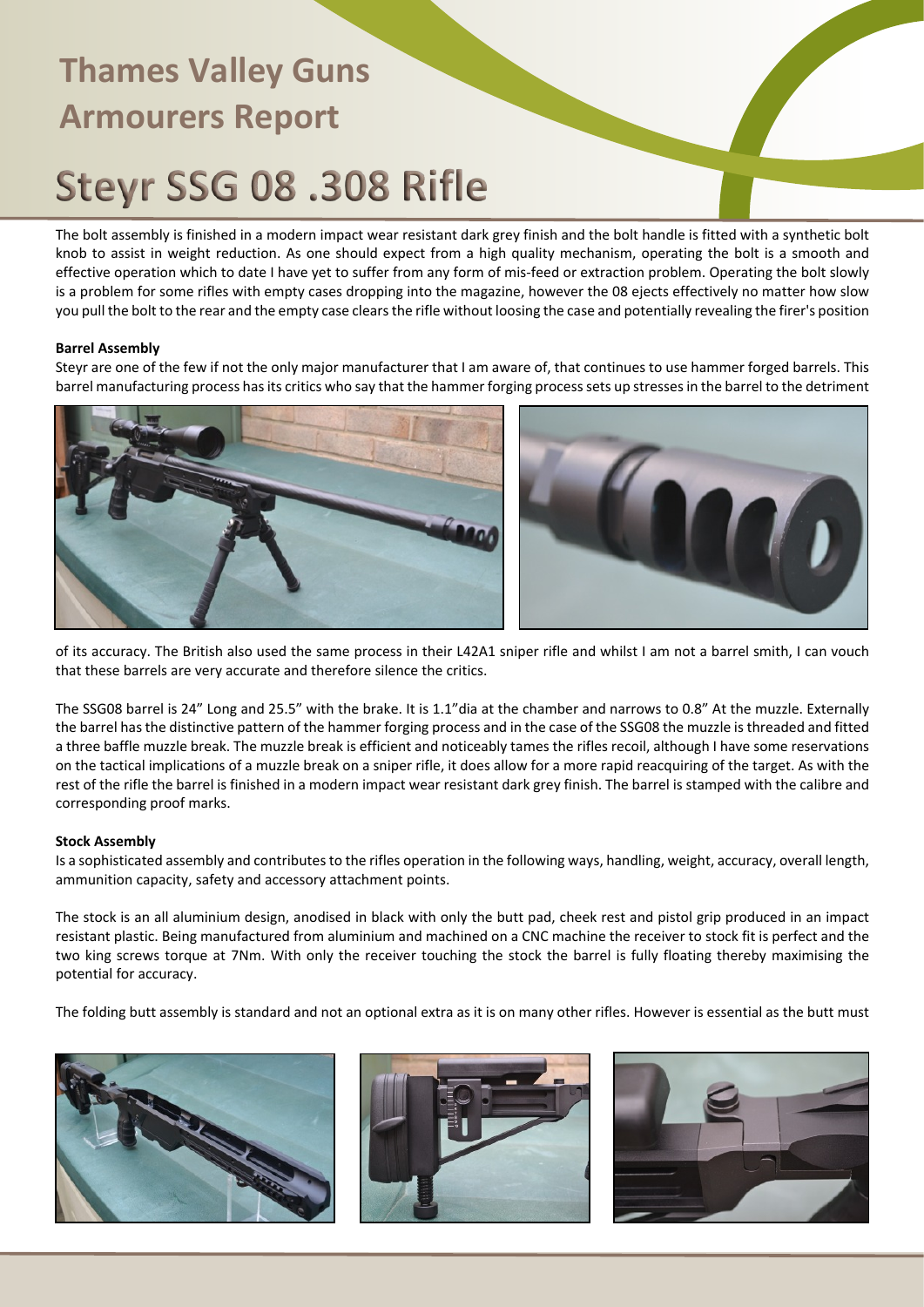# Thames Valley Guns Armourers Report

# Steyr SSG 08 .308 Rifle

The bolt assembly is finished in a modern impact wear resistant dark grey finish and the bolt handle is fitted with a synthetic bolt knob to assist in weight reduction. As one should expect from a high quality mechanism, operating the bolt is a smooth and effective operation which to date I have yet to suffer from any form of mis-feed or extraction problem. Operating the bolt slowly is a problem for some rifles with empty cases dropping into the magazine, however the 08 ejects effectively no matter how slow you pull the bolt to the rear and the empty case clears the rifle without loosing the case and potentially revealing the firer's position

**Barrel Assembly**

Steyr are one of the few if not the only major manufacturer that I am aware of, that continues to use hammer forged barrels. This barrel manufacturing process has its critics who say that the hammer forging process sets up stresses in the barrel to the detriment of its accuracy. The British also used the same process in their L42A1 sniper rifle and whilst I am not a barrel smith, I can vouch that these barrels are very accurate and therefore silence the critics.

The SSG08 barrel is 24" Long and 25.5" with the brake. It is 1.1"dia at the chamber and narrows to 0.8" At the muzzle. Externally the barrel has the distinctive pattern of the hammer forging process and in the case of the SSG08 the muzzle is threaded and fitted a three baffle muzzle break. The muzzle break is efficient and noticeably tames the rifles recoil, although I have some reservations on the tactical implications of a muzzle break on a sniper rifle, it does allow for a more rapid reacquiring of the target. As with the rest of the rifle the barrel is finished in a modern impact wear resistant dark grey finish. The barrel is stamped with the calibre and corresponding proof marks.

**Stock Assembly**

Is a sophisticated assembly and contributes to the rifles operation in the following ways, handling, weight, accuracy, overall length, ammunition capacity, safety and accessory attachment points.

The stock is an all aluminium design, anodised in black with only the butt pad, cheek rest and pistol grip produced in an impact resistant plastic. Being manufactured from aluminium and machined on a CNC machine the receiver to stock fit is perfect and the two king screws torque at 7Nm. With only the receiver touching the stock the barrel is fully floating thereby maximising the potential for accuracy.

The folding butt assembly is standard and not an optional extra as it is on many other rifles. However is essential as the butt must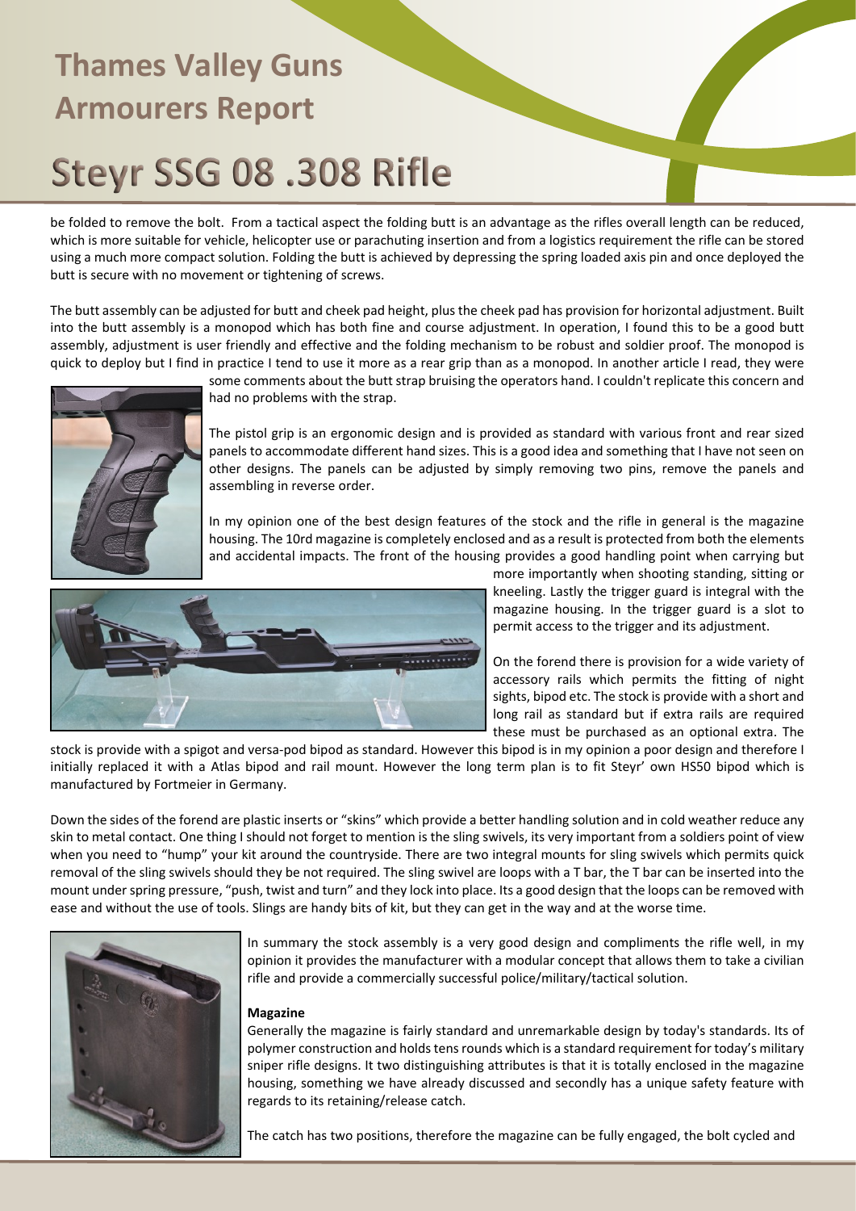# Thames Valley Guns Armourers Report

# Steyr SSG 08 .308 Rifle

be folded to remove the bolt. From a tactical aspect the folding butt is an advantage as the rifles overall length can be reduced, which is more suitable for vehicle, helicopter use or parachuting insertion and from a logistics requirement the rifle can be stored using a much more compact solution. Folding the butt is achieved by depressing the spring loaded axis pin and once deployed the butt is secure with no movement or tightening of screws.

The butt assembly can be adjusted for butt and cheek pad height, plus the cheek pad has provision for horizontal adjustment. Built into the butt assembly is a monopod which has both fine and course adjustment. In operation, I found this to be a good butt assembly, adjustment is user friendly and effective and the folding mechanism to be robust and soldier proof. The monopod is quick to deploy but I find in practice I tend to use it more as a rear grip than as a monopod. In another article I read, they were some comments about the butt strap bruising the operators hand. I couldn't replicate this concern and had no problems with the strap.

The pistol grip is an ergonomic design and is provided as standard with various front and rear sized panels to accommodate different hand sizes. This is a good idea and something that I have not seen on other designs. The panels can be adjusted by simply removing two pins, remove the panels and assembling in reverse order.

In my opinion one of the best design features of the stock and the rifle in general is the magazine housing. The 10rd magazine is completely enclosed and as a result is protected from both the elements and accidental impacts. The front of the housing provides a good handling point when carrying but more importantly when shooting standing, sitting or kneeling. Lastly the trigger guard is integral with the magazine housing. In the trigger guard is a slot to permit access to the trigger and its adjustment.

On the forend there is provision for a wide variety of accessory rails which permits the fitting of night sights, bipod etc. The stock is provide with a short and long rail as standard but if extra rails are required these must be purchased as an optional extra. The stock is provide with a spigot and versa-pod bipod as standard. However this bipod is in my opinion a poor design and therefore I initially replaced it with a Atlas bipod and rail mount. However the long term plan is to fit Steyr' own HS50 bipod which is manufactured by Fortmeier in Germany.

Down the sides of the forend are plastic inserts or "skins" which provide a better handling solution and in cold weather reduce any skin to metal contact. One thing I should not forget to mention is the sling swivels, its very important from a soldiers point of view when you need to "hump" your kit around the countryside. There are two integral mounts for sling swivels which permits quick removal of the sling swivels should they be not required. The sling swivel are loops with a T bar, the T bar can be inserted into the mount under spring pressure, "push, twist and turn" and they lock into place. Its a good design that the loops can be removed with ease and without the use of tools. Slings are handy bits of kit, but they can get in the way and at the worse time.

In summary the stock assembly is a very good design and compliments the rifle well, in my opinion it provides the manufacturer with a modular concept that allows them to take a civilian rifle and provide a commercially successful police/military/tactical solution.

**Magazine**

Generally the magazine is fairly standard and unremarkable design by today's standards. Its of polymer construction and holds tens rounds which is a standard requirement for today's military sniper rifle designs. It two distinguishing attributes is that it is totally enclosed in the magazine housing, something we have already discussed and secondly has a unique safety feature with regards to its retaining/release catch.

The catch has two positions, therefore the magazine can be fully engaged, the bolt cycled and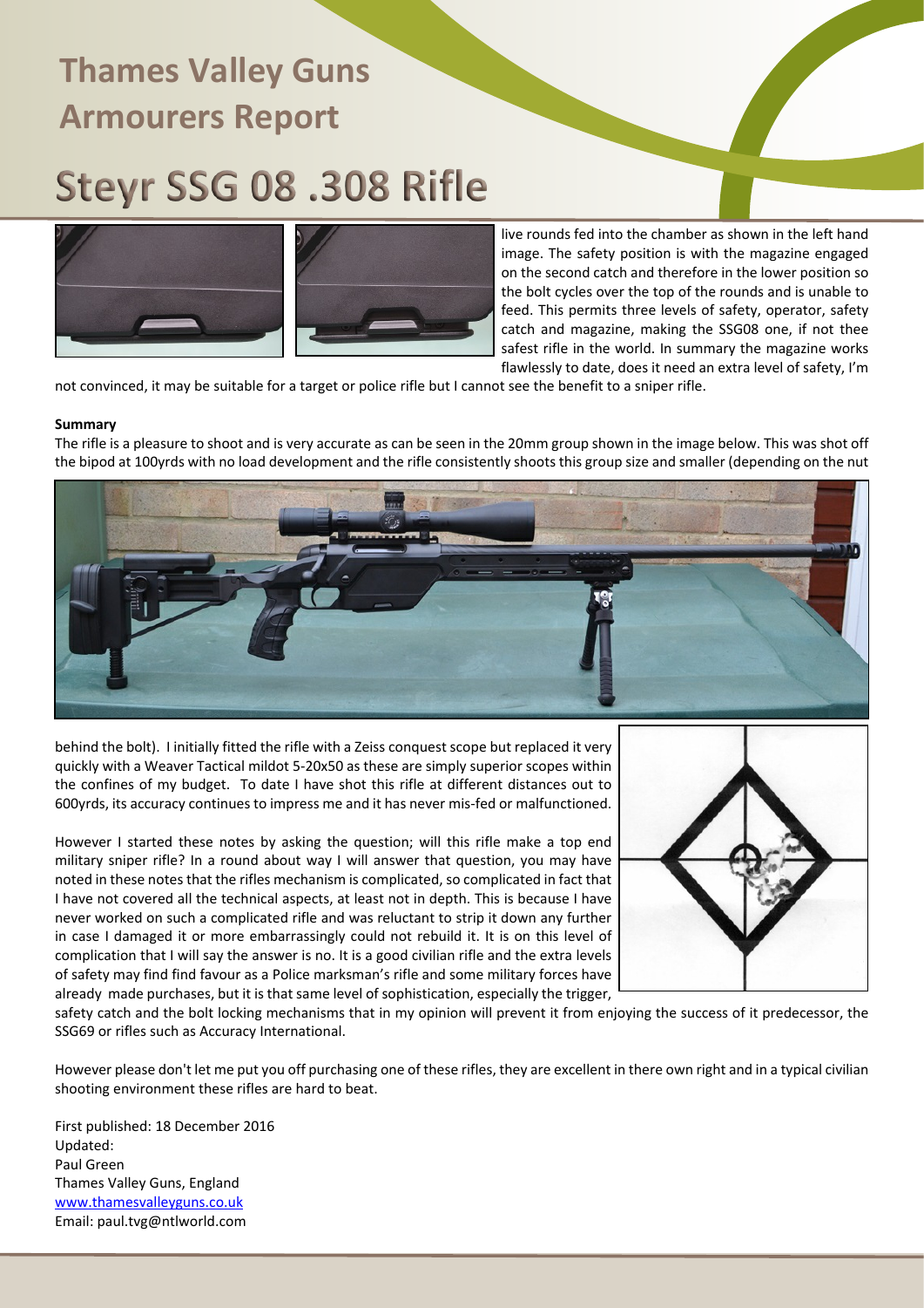# Thames Valley Guns Armourers Report

# Steyr SSG 08 .308 Rifle

live rounds fed into the chamber as shown in the left hand image. The safety position is with the magazine engaged on the second catch and therefore in the lower position so the bolt cycles over the top of the rounds and is unable to feed. This permits three levels of safety, operator, safety catch and magazine, making the SSG08 one, if not thee safest rifle in the world. In summary the magazine works flawlessly to date, does it need an extra level of safety, I'm not convinced, it may be suitable for a target or police rifle but I cannot see the benefit to a sniper rifle.

**Summary**

The rifle is a pleasure to shoot and is very accurate as can be seen in the 20mm group shown in the image below. This was shot off the bipod at 100yrds with no load development and the rifle consistently shoots this group size and smaller (depending on the nut behind the bolt). I initially fitted the rifle with a Zeiss conquest scope but replaced it very quickly with a Weaver Tactical mildot 5-20x50 as these are simply superior scopes within the confines of my budget. To date I have shot this rifle at different distances out to 600yrds, its accuracy continues to impress me and it has never mis-fed or malfunctioned.

However I started these notes by asking the question; will this rifle make a top end military sniper rifle? In a round about way I will answer that question, you may have noted in these notes that the rifles mechanism is complicated, so complicated in fact that I have not covered all the technical aspects, at least not in depth. This is because I have never worked on such a complicated rifle and was reluctant to strip it down any further in case I damaged it or more embarrassingly could not rebuild it. It is on this level of complication that I will say the answer is no. It is a good civilian rifle and the extra levels of safety may find find favour as a Police marksman's rifle and some military forces have already made purchases, but it is that same level of sophistication, especially the trigger, safety catch and the bolt locking mechanisms that in my opinion will prevent it from enjoying the success of it predecessor, the SSG69 or rifles such as Accuracy International.

However please don't let me put you off purchasing one of these rifles, they are excellent in there own right and in a typical civilian shooting environment these rifles are hard to beat.

First published: 18 December 2016
Updated:
Paul Green
Thames Valley Guns, England
www.thamesvalleyguns.co.uk
Email: paul.tvg@ntlworld.com